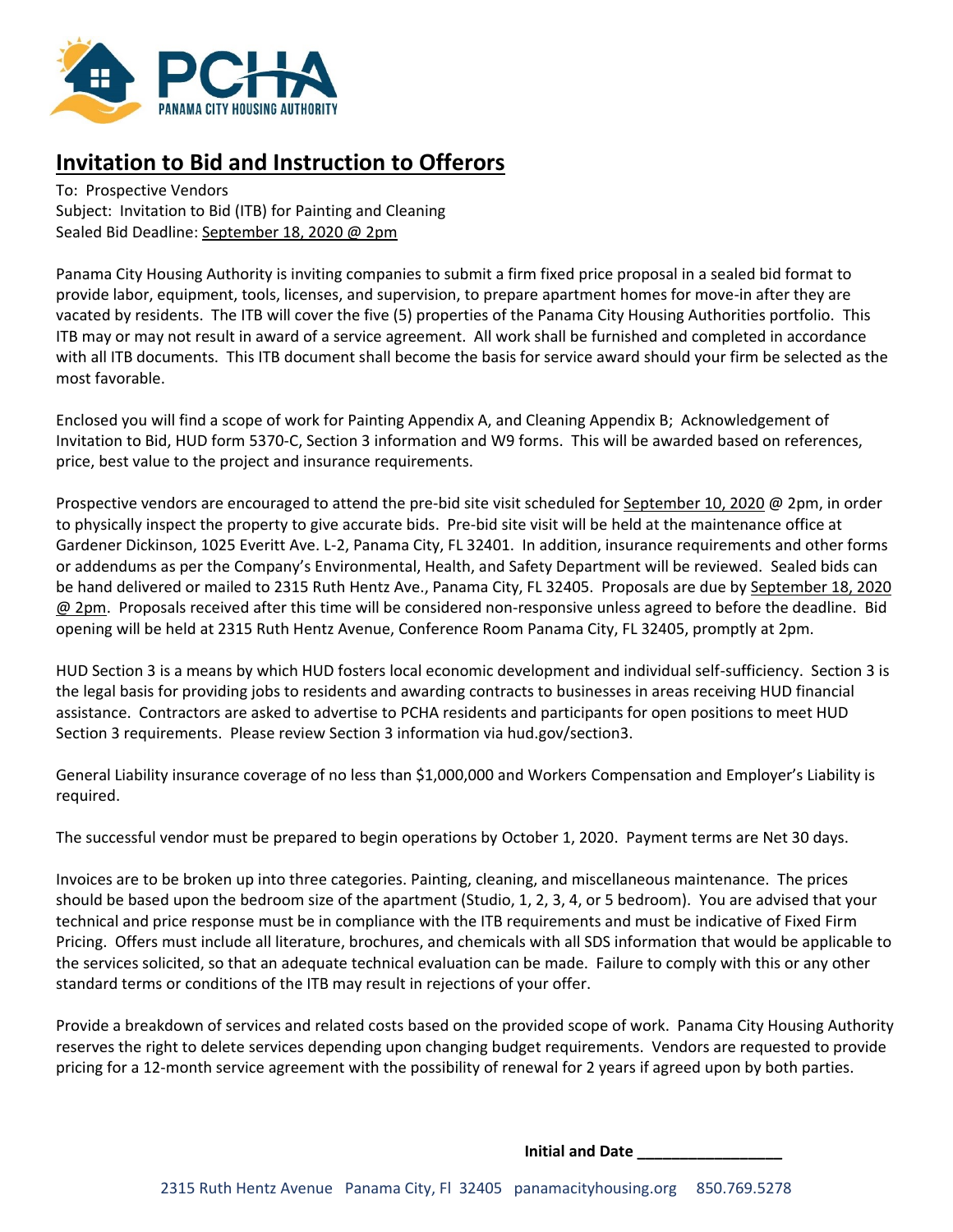# Invitation to Bid and Instruction to Offerors

To: Prospective Vendors
Subject: Invitation to Bid (ITB) for Painting and Cleaning
Sealed Bid Deadline: September 18, 2020 @ 2pm

Panama City Housing Authority is inviting companies to submit a firm fixed price proposal in a sealed bid format to provide labor, equipment, tools, licenses, and supervision, to prepare apartment homes for move-in after they are vacated by residents. The ITB will cover the five (5) properties of the Panama City Housing Authorities portfolio. This ITB may or may not result in award of a service agreement. All work shall be furnished and completed in accordance with all ITB documents. This ITB document shall become the basis for service award should your firm be selected as the most favorable.

Enclosed you will find a scope of work for Painting Appendix A, and Cleaning Appendix B; Acknowledgement of Invitation to Bid, HUD form 5370-C, Section 3 information and W9 forms. This will be awarded based on references, price, best value to the project and insurance requirements.

Prospective vendors are encouraged to attend the pre-bid site visit scheduled for September 10, 2020 @ 2pm, in order to physically inspect the property to give accurate bids. Pre-bid site visit will be held at the maintenance office at Gardener Dickinson, 1025 Everitt Ave. L-2, Panama City, FL 32401. In addition, insurance requirements and other forms or addendums as per the Company's Environmental, Health, and Safety Department will be reviewed. Sealed bids can be hand delivered or mailed to 2315 Ruth Hentz Ave., Panama City, FL 32405. Proposals are due by September 18, 2020 @ 2pm. Proposals received after this time will be considered non-responsive unless agreed to before the deadline. Bid opening will be held at 2315 Ruth Hentz Avenue, Conference Room Panama City, FL 32405, promptly at 2pm.

HUD Section 3 is a means by which HUD fosters local economic development and individual self-sufficiency. Section 3 is the legal basis for providing jobs to residents and awarding contracts to businesses in areas receiving HUD financial assistance. Contractors are asked to advertise to PCHA residents and participants for open positions to meet HUD Section 3 requirements. Please review Section 3 information via hud.gov/section3.

General Liability insurance coverage of no less than $1,000,000 and Workers Compensation and Employer's Liability is required.

The successful vendor must be prepared to begin operations by October 1, 2020. Payment terms are Net 30 days.

Invoices are to be broken up into three categories. Painting, cleaning, and miscellaneous maintenance. The prices should be based upon the bedroom size of the apartment (Studio, 1, 2, 3, 4, or 5 bedroom). You are advised that your technical and price response must be in compliance with the ITB requirements and must be indicative of Fixed Firm Pricing. Offers must include all literature, brochures, and chemicals with all SDS information that would be applicable to the services solicited, so that an adequate technical evaluation can be made. Failure to comply with this or any other standard terms or conditions of the ITB may result in rejections of your offer.

Provide a breakdown of services and related costs based on the provided scope of work. Panama City Housing Authority reserves the right to delete services depending upon changing budget requirements. Vendors are requested to provide pricing for a 12-month service agreement with the possibility of renewal for 2 years if agreed upon by both parties.

**Initial and Date** _________________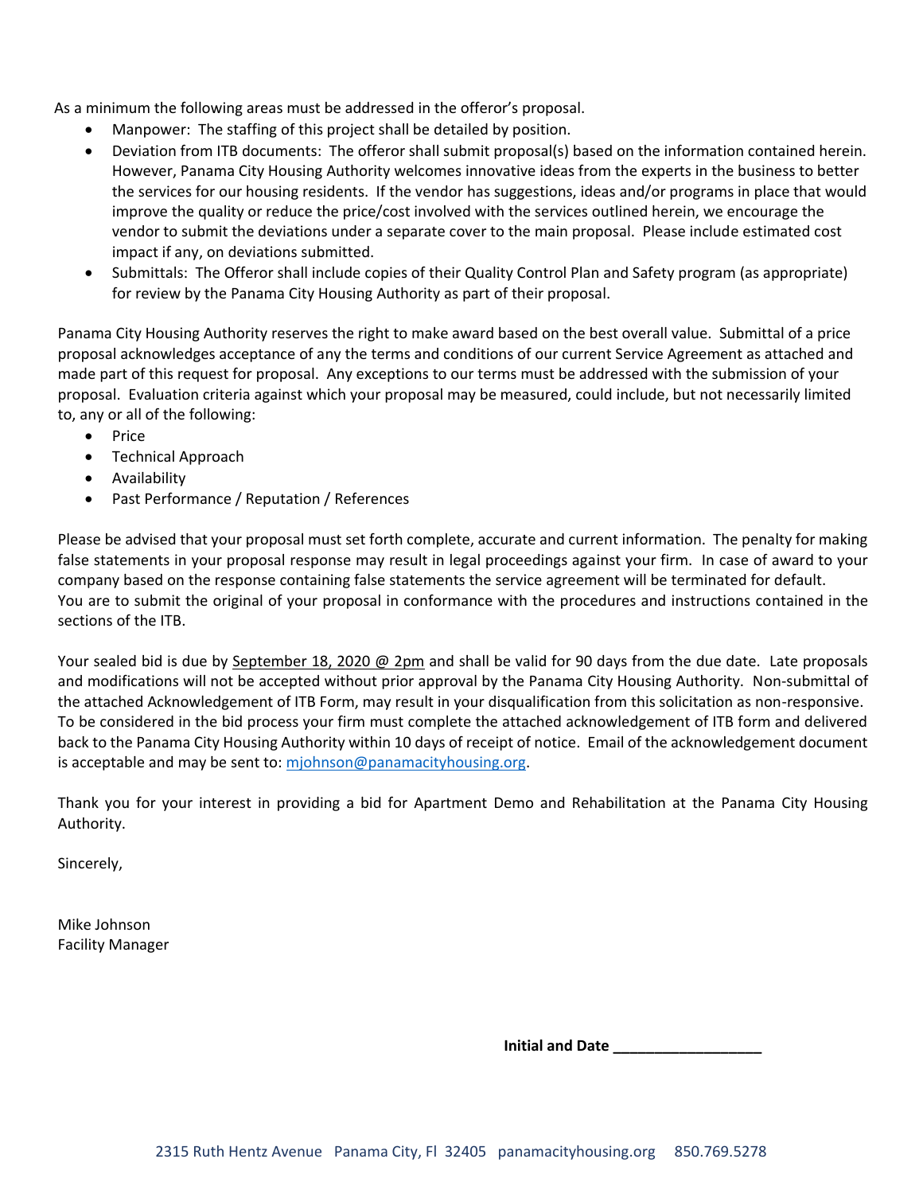As a minimum the following areas must be addressed in the offeror's proposal.

- Manpower: The staffing of this project shall be detailed by position.
- Deviation from ITB documents: The offeror shall submit proposal(s) based on the information contained herein. However, Panama City Housing Authority welcomes innovative ideas from the experts in the business to better the services for our housing residents. If the vendor has suggestions, ideas and/or programs in place that would improve the quality or reduce the price/cost involved with the services outlined herein, we encourage the vendor to submit the deviations under a separate cover to the main proposal. Please include estimated cost impact if any, on deviations submitted.
- Submittals: The Offeror shall include copies of their Quality Control Plan and Safety program (as appropriate) for review by the Panama City Housing Authority as part of their proposal.

Panama City Housing Authority reserves the right to make award based on the best overall value. Submittal of a price proposal acknowledges acceptance of any the terms and conditions of our current Service Agreement as attached and made part of this request for proposal. Any exceptions to our terms must be addressed with the submission of your proposal. Evaluation criteria against which your proposal may be measured, could include, but not necessarily limited to, any or all of the following:

- Price
- Technical Approach
- Availability
- Past Performance / Reputation / References

Please be advised that your proposal must set forth complete, accurate and current information. The penalty for making false statements in your proposal response may result in legal proceedings against your firm. In case of award to your company based on the response containing false statements the service agreement will be terminated for default. You are to submit the original of your proposal in conformance with the procedures and instructions contained in the sections of the ITB.

Your sealed bid is due by September 18, 2020 @ 2pm and shall be valid for 90 days from the due date. Late proposals and modifications will not be accepted without prior approval by the Panama City Housing Authority. Non-submittal of the attached Acknowledgement of ITB Form, may result in your disqualification from this solicitation as non-responsive. To be considered in the bid process your firm must complete the attached acknowledgement of ITB form and delivered back to the Panama City Housing Authority within 10 days of receipt of notice. Email of the acknowledgement document is acceptable and may be sent to: mjohnson@panamacityhousing.org.

Thank you for your interest in providing a bid for Apartment Demo and Rehabilitation at the Panama City Housing Authority.

Sincerely,

Mike Johnson
Facility Manager

**Initial and Date ___________________**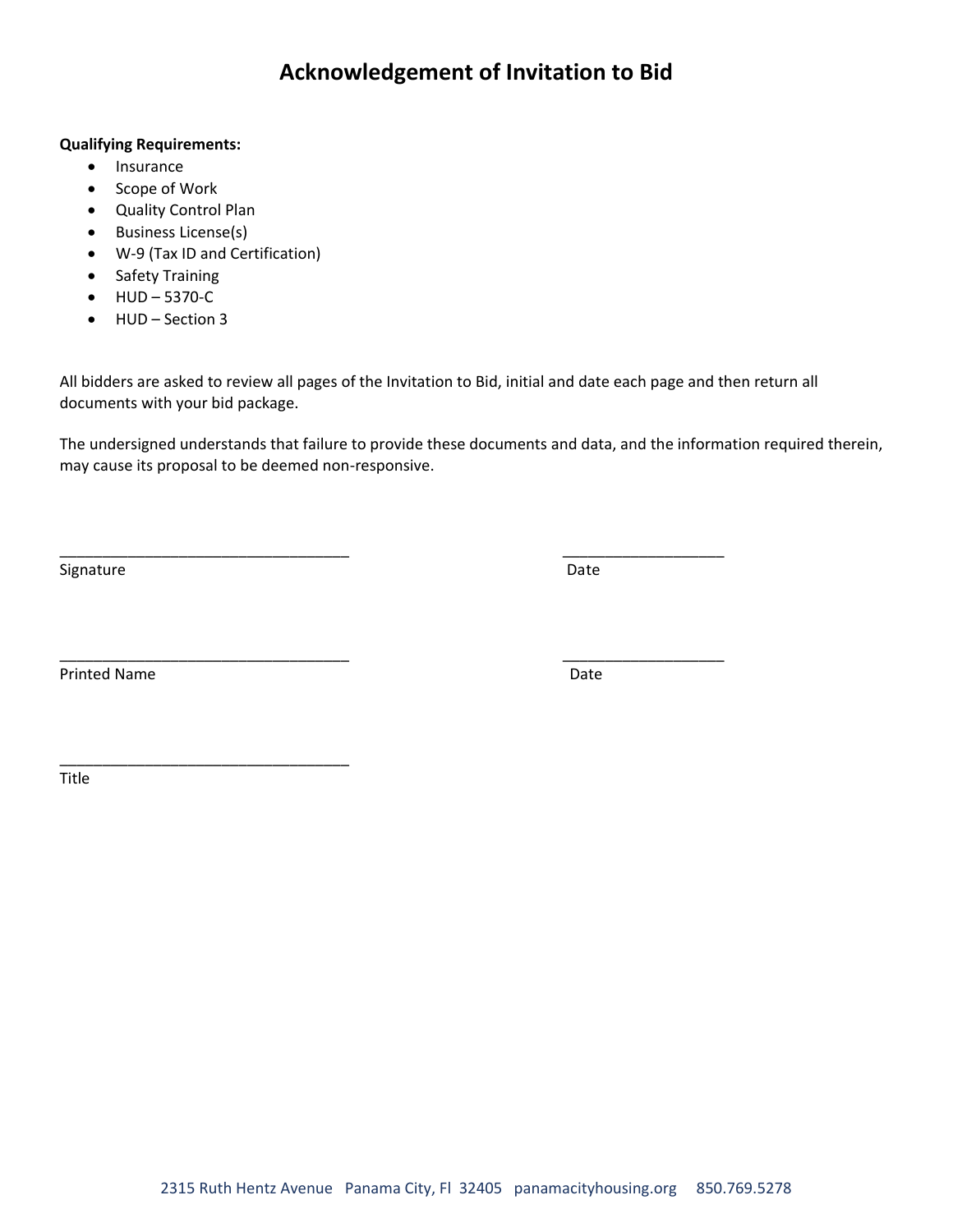# Acknowledgement of Invitation to Bid

**Qualifying Requirements:**

- Insurance
- Scope of Work
- Quality Control Plan
- Business License(s)
- W-9 (Tax ID and Certification)
- Safety Training
- HUD – 5370-C
- HUD – Section 3

All bidders are asked to review all pages of the Invitation to Bid, initial and date each page and then return all documents with your bid package.

The undersigned understands that failure to provide these documents and data, and the information required therein, may cause its proposal to be deemed non-responsive.

\_\_\_\_\_\_\_\_\_\_\_\_\_\_\_\_\_\_\_\_\_\_\_\_\_\_\_\_\_\_\_\_\_\_ \_\_\_\_\_\_\_\_\_\_\_\_\_\_\_\_\_\_\_

Signature Date

\_\_\_\_\_\_\_\_\_\_\_\_\_\_\_\_\_\_\_\_\_\_\_\_\_\_\_\_\_\_\_\_\_\_ \_\_\_\_\_\_\_\_\_\_\_\_\_\_\_\_\_\_\_

Printed Name Date

\_\_\_\_\_\_\_\_\_\_\_\_\_\_\_\_\_\_\_\_\_\_\_\_\_\_\_\_\_\_\_\_\_\_

Title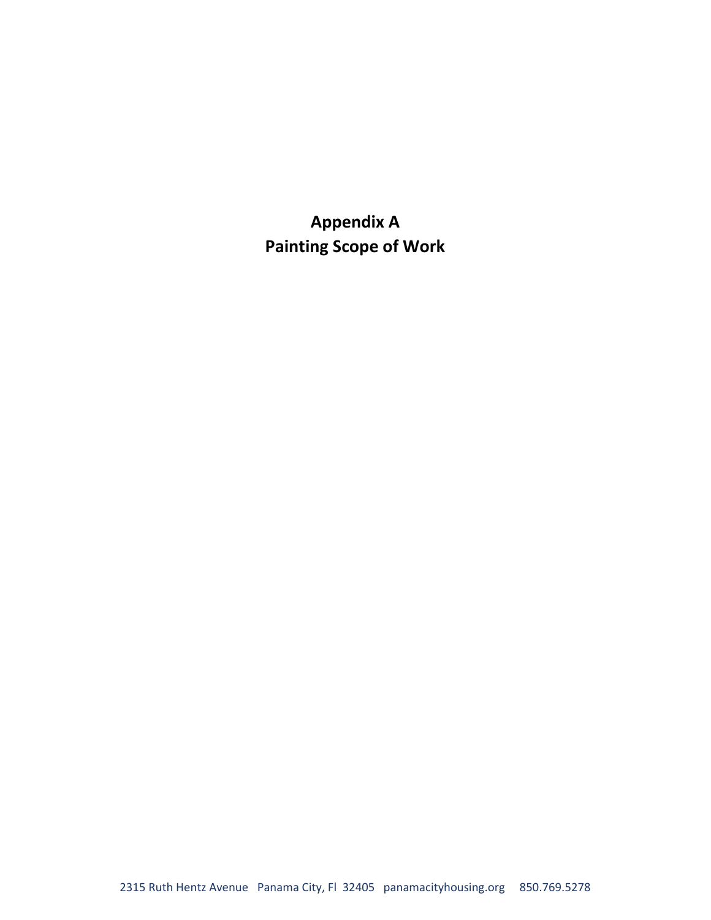# Appendix A
# Painting Scope of Work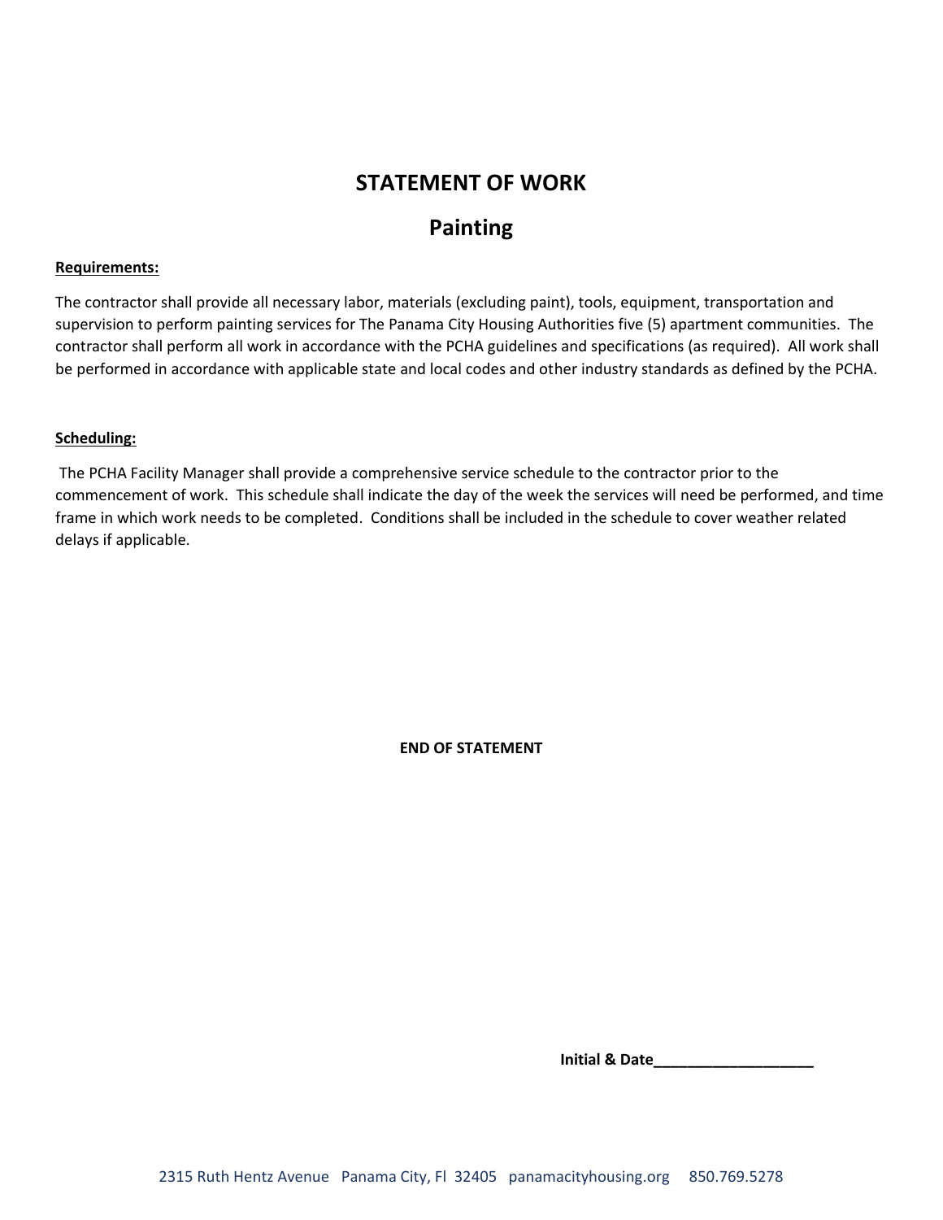# STATEMENT OF WORK

## Painting

**Requirements:**

The contractor shall provide all necessary labor, materials (excluding paint), tools, equipment, transportation and supervision to perform painting services for The Panama City Housing Authorities five (5) apartment communities. The contractor shall perform all work in accordance with the PCHA guidelines and specifications (as required). All work shall be performed in accordance with applicable state and local codes and other industry standards as defined by the PCHA.

**Scheduling:**

The PCHA Facility Manager shall provide a comprehensive service schedule to the contractor prior to the commencement of work. This schedule shall indicate the day of the week the services will need be performed, and time frame in which work needs to be completed. Conditions shall be included in the schedule to cover weather related delays if applicable.

**END OF STATEMENT**

**Initial & Date___________________**

2315 Ruth Hentz Avenue Panama City, Fl 32405 panamacityhousing.org 850.769.5278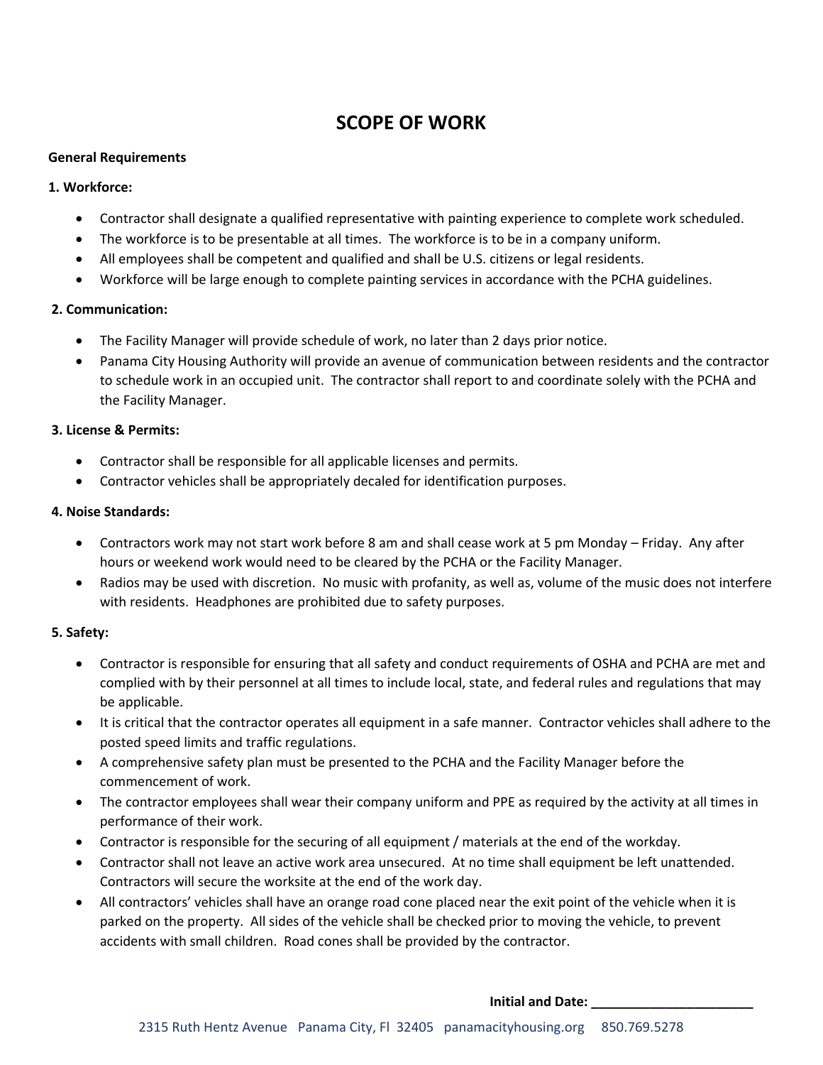# SCOPE OF WORK

**General Requirements**

**1. Workforce:**

- Contractor shall designate a qualified representative with painting experience to complete work scheduled.
- The workforce is to be presentable at all times. The workforce is to be in a company uniform.
- All employees shall be competent and qualified and shall be U.S. citizens or legal residents.
- Workforce will be large enough to complete painting services in accordance with the PCHA guidelines.

**2. Communication:**

- The Facility Manager will provide schedule of work, no later than 2 days prior notice.
- Panama City Housing Authority will provide an avenue of communication between residents and the contractor to schedule work in an occupied unit. The contractor shall report to and coordinate solely with the PCHA and the Facility Manager.

**3. License & Permits:**

- Contractor shall be responsible for all applicable licenses and permits.
- Contractor vehicles shall be appropriately decaled for identification purposes.

**4. Noise Standards:**

- Contractors work may not start work before 8 am and shall cease work at 5 pm Monday – Friday. Any after hours or weekend work would need to be cleared by the PCHA or the Facility Manager.
- Radios may be used with discretion. No music with profanity, as well as, volume of the music does not interfere with residents. Headphones are prohibited due to safety purposes.

**5. Safety:**

- Contractor is responsible for ensuring that all safety and conduct requirements of OSHA and PCHA are met and complied with by their personnel at all times to include local, state, and federal rules and regulations that may be applicable.
- It is critical that the contractor operates all equipment in a safe manner. Contractor vehicles shall adhere to the posted speed limits and traffic regulations.
- A comprehensive safety plan must be presented to the PCHA and the Facility Manager before the commencement of work.
- The contractor employees shall wear their company uniform and PPE as required by the activity at all times in performance of their work.
- Contractor is responsible for the securing of all equipment / materials at the end of the workday.
- Contractor shall not leave an active work area unsecured. At no time shall equipment be left unattended. Contractors will secure the worksite at the end of the work day.
- All contractors' vehicles shall have an orange road cone placed near the exit point of the vehicle when it is parked on the property. All sides of the vehicle shall be checked prior to moving the vehicle, to prevent accidents with small children. Road cones shall be provided by the contractor.

**Initial and Date: ______________________**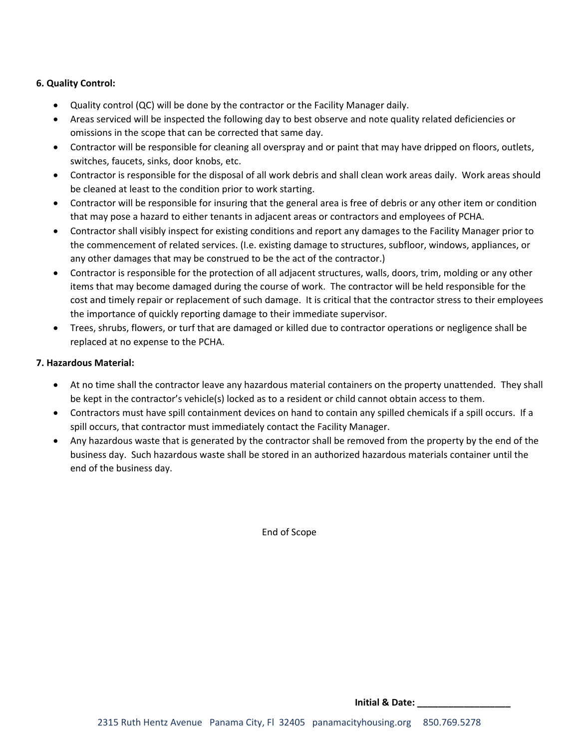**6. Quality Control:**

- Quality control (QC) will be done by the contractor or the Facility Manager daily.
- Areas serviced will be inspected the following day to best observe and note quality related deficiencies or omissions in the scope that can be corrected that same day.
- Contractor will be responsible for cleaning all overspray and or paint that may have dripped on floors, outlets, switches, faucets, sinks, door knobs, etc.
- Contractor is responsible for the disposal of all work debris and shall clean work areas daily. Work areas should be cleaned at least to the condition prior to work starting.
- Contractor will be responsible for insuring that the general area is free of debris or any other item or condition that may pose a hazard to either tenants in adjacent areas or contractors and employees of PCHA.
- Contractor shall visibly inspect for existing conditions and report any damages to the Facility Manager prior to the commencement of related services. (I.e. existing damage to structures, subfloor, windows, appliances, or any other damages that may be construed to be the act of the contractor.)
- Contractor is responsible for the protection of all adjacent structures, walls, doors, trim, molding or any other items that may become damaged during the course of work. The contractor will be held responsible for the cost and timely repair or replacement of such damage. It is critical that the contractor stress to their employees the importance of quickly reporting damage to their immediate supervisor.
- Trees, shrubs, flowers, or turf that are damaged or killed due to contractor operations or negligence shall be replaced at no expense to the PCHA.

**7. Hazardous Material:**

- At no time shall the contractor leave any hazardous material containers on the property unattended. They shall be kept in the contractor's vehicle(s) locked as to a resident or child cannot obtain access to them.
- Contractors must have spill containment devices on hand to contain any spilled chemicals if a spill occurs. If a spill occurs, that contractor must immediately contact the Facility Manager.
- Any hazardous waste that is generated by the contractor shall be removed from the property by the end of the business day. Such hazardous waste shall be stored in an authorized hazardous materials container until the end of the business day.

End of Scope

**Initial & Date:** ___________________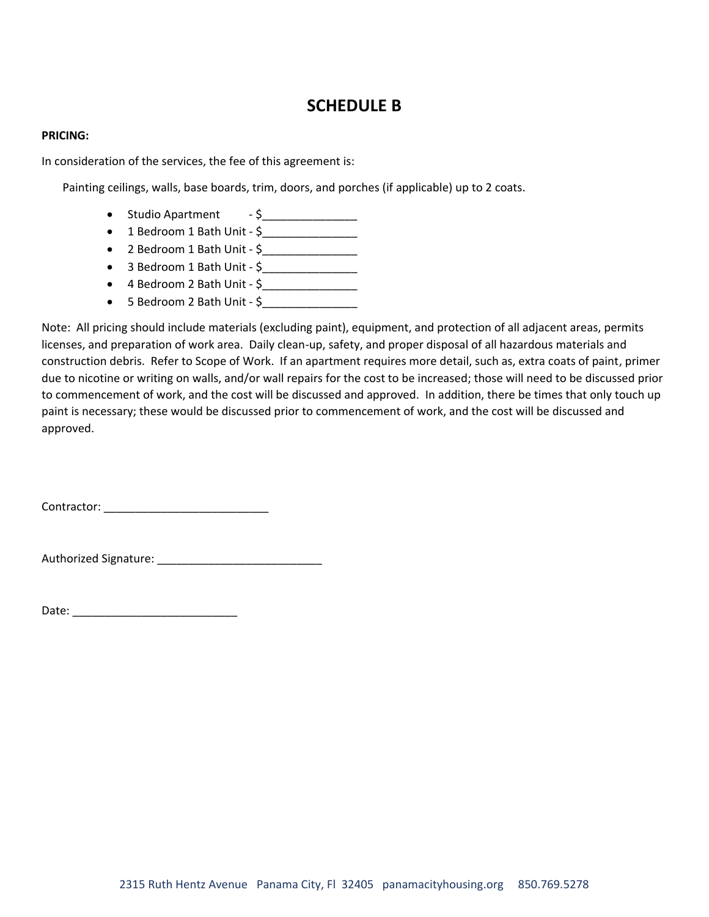# SCHEDULE B

**PRICING:**

In consideration of the services, the fee of this agreement is:

Painting ceilings, walls, base boards, trim, doors, and porches (if applicable) up to 2 coats.

- Studio Apartment - $_______________
- 1 Bedroom 1 Bath Unit - $_______________
- 2 Bedroom 1 Bath Unit - $_______________
- 3 Bedroom 1 Bath Unit - $_______________
- 4 Bedroom 2 Bath Unit - $_______________
- 5 Bedroom 2 Bath Unit - $_______________

Note: All pricing should include materials (excluding paint), equipment, and protection of all adjacent areas, permits licenses, and preparation of work area. Daily clean-up, safety, and proper disposal of all hazardous materials and construction debris. Refer to Scope of Work. If an apartment requires more detail, such as, extra coats of paint, primer due to nicotine or writing on walls, and/or wall repairs for the cost to be increased; those will need to be discussed prior to commencement of work, and the cost will be discussed and approved. In addition, there be times that only touch up paint is necessary; these would be discussed prior to commencement of work, and the cost will be discussed and approved.

Contractor: ___________________________

Authorized Signature: ___________________________

Date: ___________________________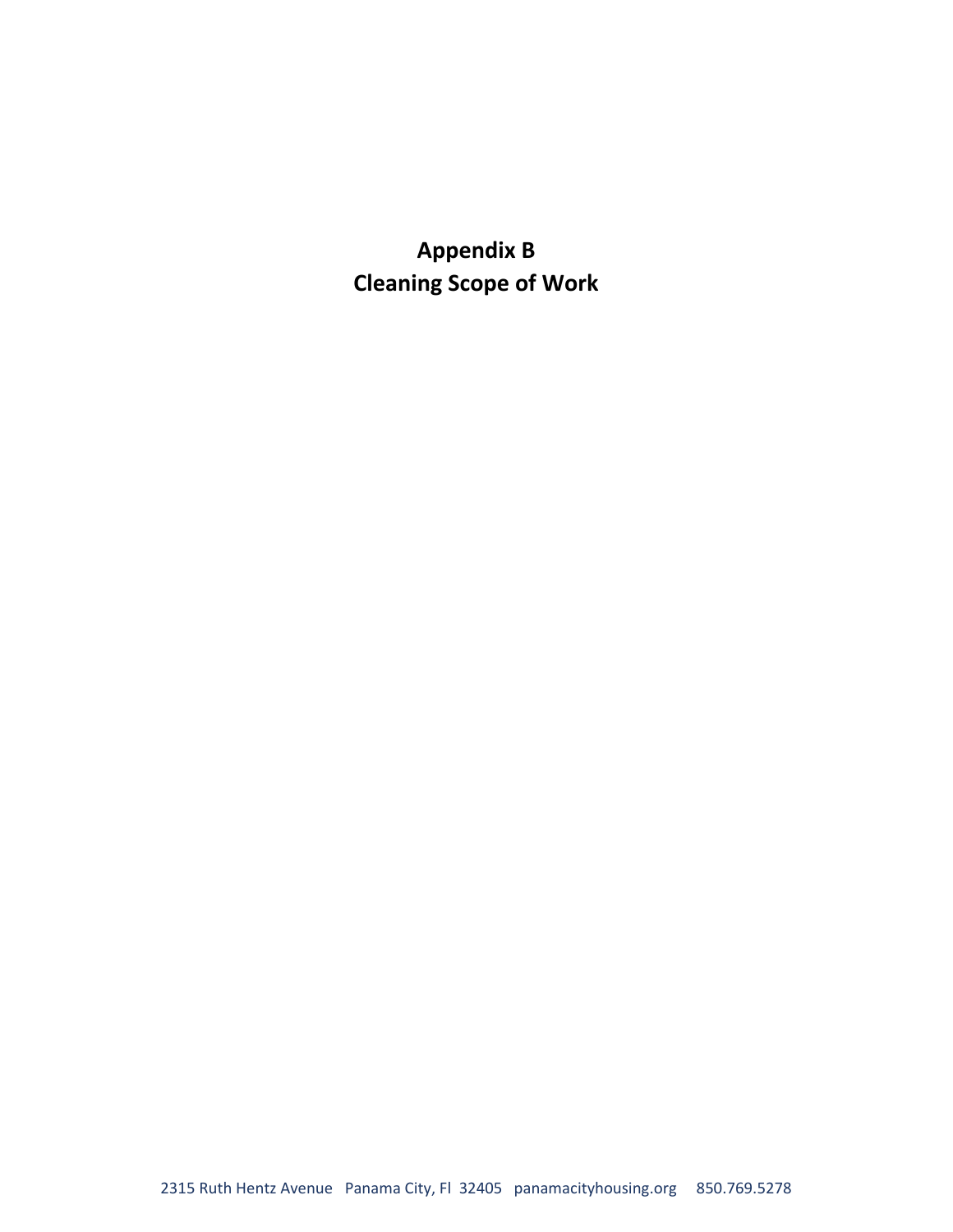# Appendix B
# Cleaning Scope of Work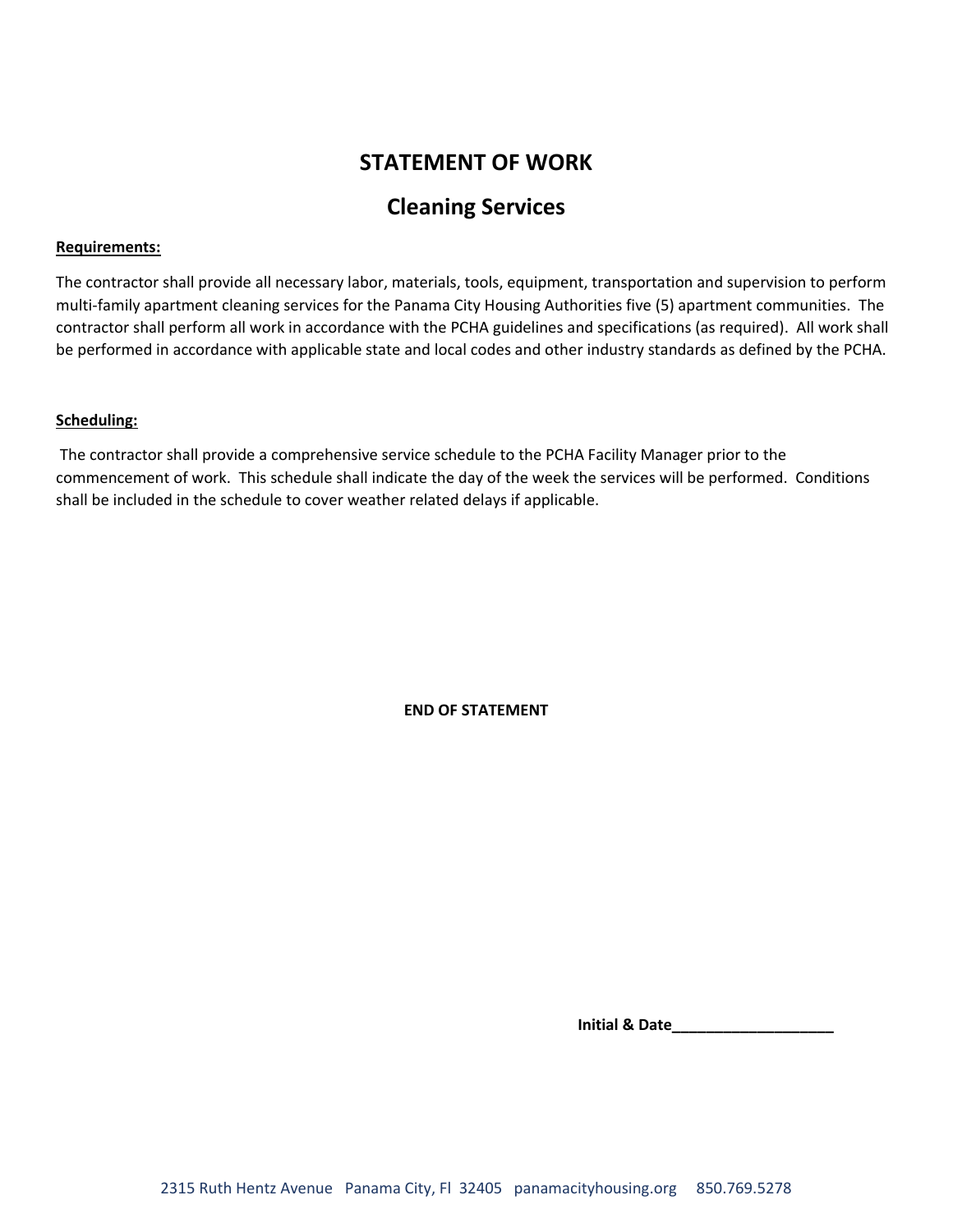# STATEMENT OF WORK

## Cleaning Services

**Requirements:**

The contractor shall provide all necessary labor, materials, tools, equipment, transportation and supervision to perform multi-family apartment cleaning services for the Panama City Housing Authorities five (5) apartment communities. The contractor shall perform all work in accordance with the PCHA guidelines and specifications (as required). All work shall be performed in accordance with applicable state and local codes and other industry standards as defined by the PCHA.

**Scheduling:**

The contractor shall provide a comprehensive service schedule to the PCHA Facility Manager prior to the commencement of work. This schedule shall indicate the day of the week the services will be performed. Conditions shall be included in the schedule to cover weather related delays if applicable.

**END OF STATEMENT**

**Initial & Date___________________**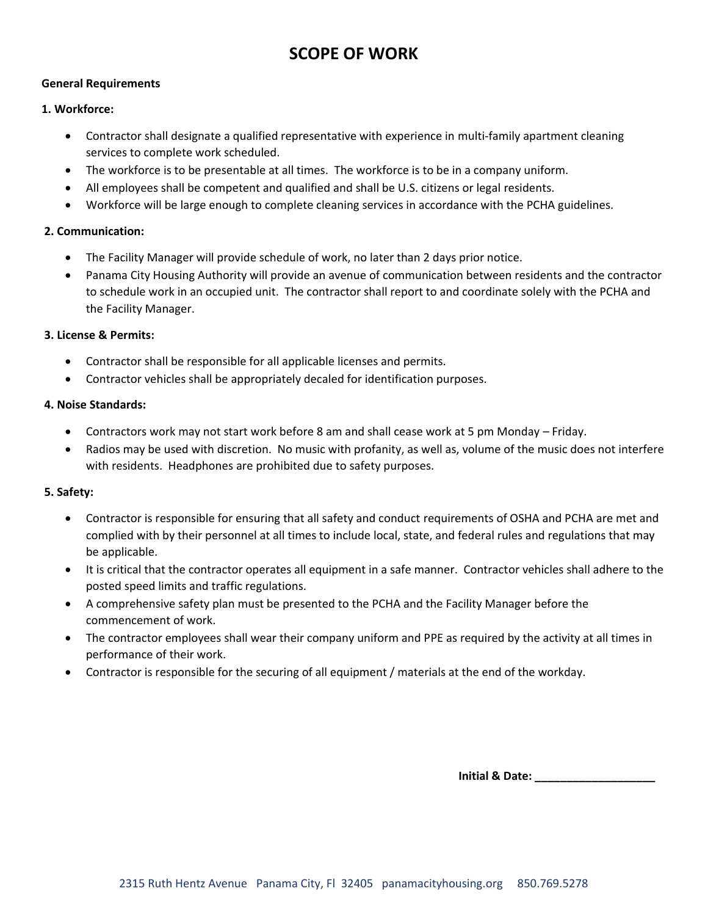# SCOPE OF WORK

**General Requirements**

**1. Workforce:**

- Contractor shall designate a qualified representative with experience in multi-family apartment cleaning services to complete work scheduled.
- The workforce is to be presentable at all times. The workforce is to be in a company uniform.
- All employees shall be competent and qualified and shall be U.S. citizens or legal residents.
- Workforce will be large enough to complete cleaning services in accordance with the PCHA guidelines.

**2. Communication:**

- The Facility Manager will provide schedule of work, no later than 2 days prior notice.
- Panama City Housing Authority will provide an avenue of communication between residents and the contractor to schedule work in an occupied unit. The contractor shall report to and coordinate solely with the PCHA and the Facility Manager.

**3. License & Permits:**

- Contractor shall be responsible for all applicable licenses and permits.
- Contractor vehicles shall be appropriately decaled for identification purposes.

**4. Noise Standards:**

- Contractors work may not start work before 8 am and shall cease work at 5 pm Monday – Friday.
- Radios may be used with discretion. No music with profanity, as well as, volume of the music does not interfere with residents. Headphones are prohibited due to safety purposes.

**5. Safety:**

- Contractor is responsible for ensuring that all safety and conduct requirements of OSHA and PCHA are met and complied with by their personnel at all times to include local, state, and federal rules and regulations that may be applicable.
- It is critical that the contractor operates all equipment in a safe manner. Contractor vehicles shall adhere to the posted speed limits and traffic regulations.
- A comprehensive safety plan must be presented to the PCHA and the Facility Manager before the commencement of work.
- The contractor employees shall wear their company uniform and PPE as required by the activity at all times in performance of their work.
- Contractor is responsible for the securing of all equipment / materials at the end of the workday.

**Initial & Date: ____________________**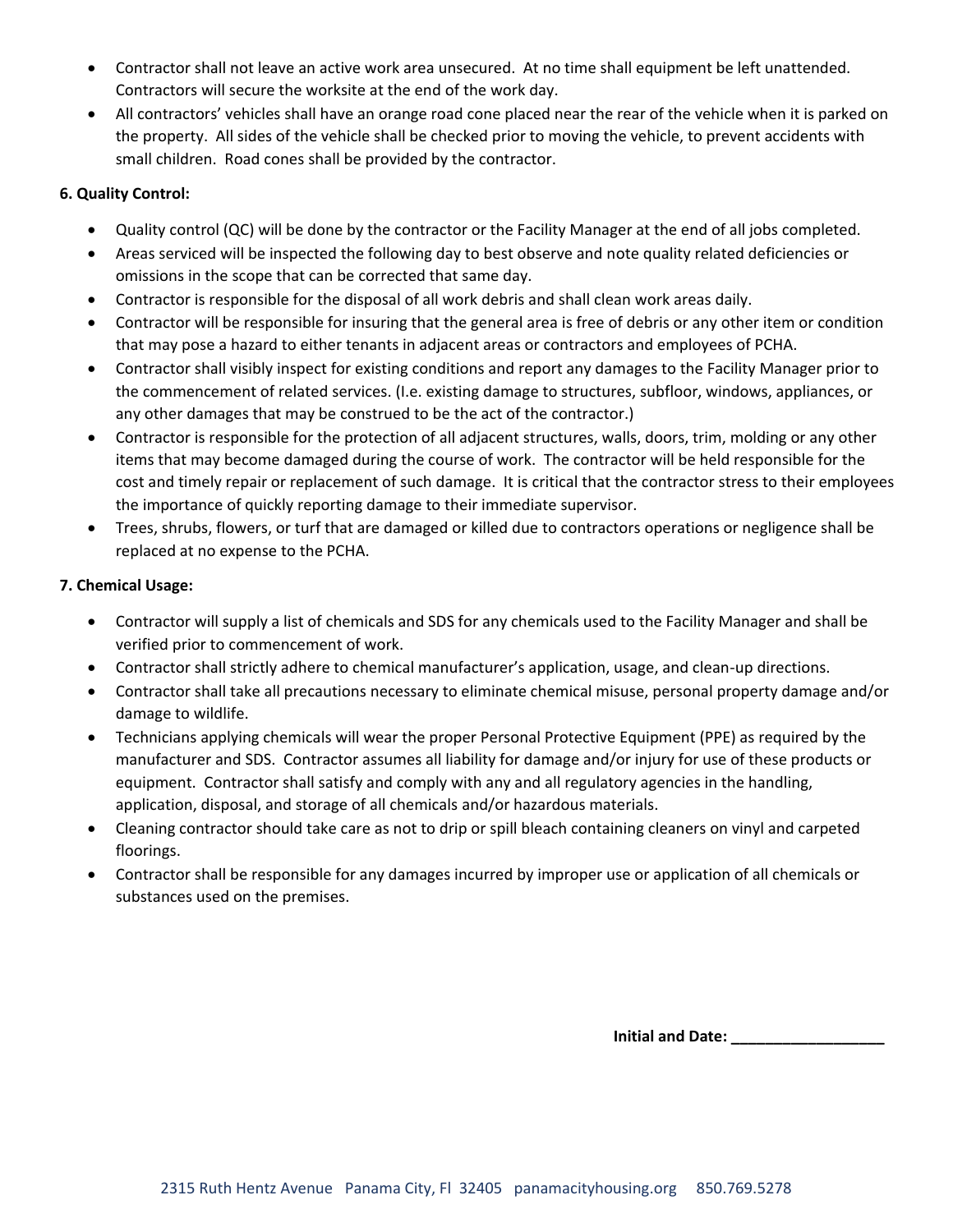- Contractor shall not leave an active work area unsecured. At no time shall equipment be left unattended. Contractors will secure the worksite at the end of the work day.
- All contractors' vehicles shall have an orange road cone placed near the rear of the vehicle when it is parked on the property. All sides of the vehicle shall be checked prior to moving the vehicle, to prevent accidents with small children. Road cones shall be provided by the contractor.

**6. Quality Control:**

- Quality control (QC) will be done by the contractor or the Facility Manager at the end of all jobs completed.
- Areas serviced will be inspected the following day to best observe and note quality related deficiencies or omissions in the scope that can be corrected that same day.
- Contractor is responsible for the disposal of all work debris and shall clean work areas daily.
- Contractor will be responsible for insuring that the general area is free of debris or any other item or condition that may pose a hazard to either tenants in adjacent areas or contractors and employees of PCHA.
- Contractor shall visibly inspect for existing conditions and report any damages to the Facility Manager prior to the commencement of related services. (I.e. existing damage to structures, subfloor, windows, appliances, or any other damages that may be construed to be the act of the contractor.)
- Contractor is responsible for the protection of all adjacent structures, walls, doors, trim, molding or any other items that may become damaged during the course of work. The contractor will be held responsible for the cost and timely repair or replacement of such damage. It is critical that the contractor stress to their employees the importance of quickly reporting damage to their immediate supervisor.
- Trees, shrubs, flowers, or turf that are damaged or killed due to contractors operations or negligence shall be replaced at no expense to the PCHA.

**7. Chemical Usage:**

- Contractor will supply a list of chemicals and SDS for any chemicals used to the Facility Manager and shall be verified prior to commencement of work.
- Contractor shall strictly adhere to chemical manufacturer's application, usage, and clean-up directions.
- Contractor shall take all precautions necessary to eliminate chemical misuse, personal property damage and/or damage to wildlife.
- Technicians applying chemicals will wear the proper Personal Protective Equipment (PPE) as required by the manufacturer and SDS. Contractor assumes all liability for damage and/or injury for use of these products or equipment. Contractor shall satisfy and comply with any and all regulatory agencies in the handling, application, disposal, and storage of all chemicals and/or hazardous materials.
- Cleaning contractor should take care as not to drip or spill bleach containing cleaners on vinyl and carpeted floorings.
- Contractor shall be responsible for any damages incurred by improper use or application of all chemicals or substances used on the premises.

**Initial and Date: ___________________**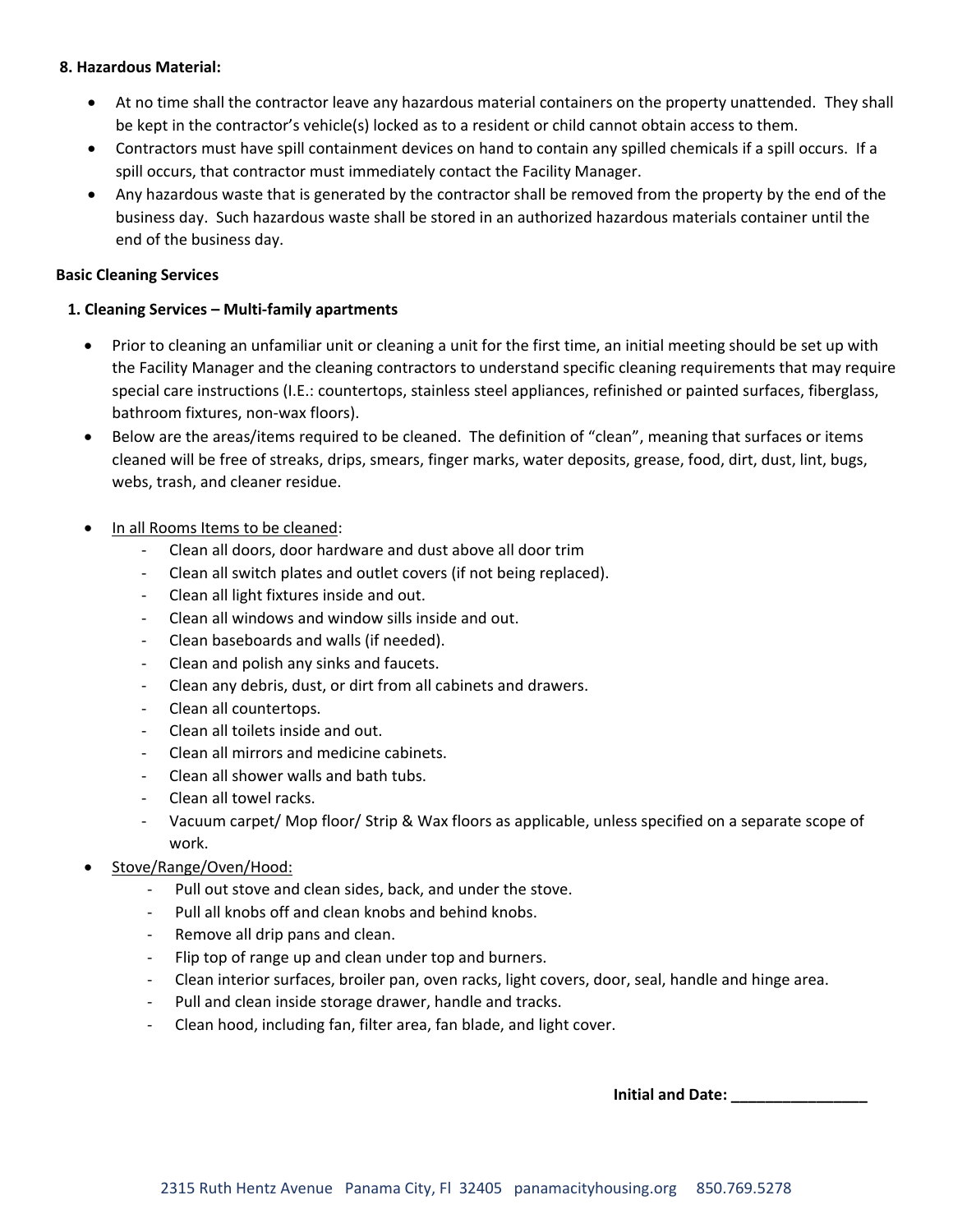**8. Hazardous Material:**

- At no time shall the contractor leave any hazardous material containers on the property unattended. They shall be kept in the contractor's vehicle(s) locked as to a resident or child cannot obtain access to them.
- Contractors must have spill containment devices on hand to contain any spilled chemicals if a spill occurs. If a spill occurs, that contractor must immediately contact the Facility Manager.
- Any hazardous waste that is generated by the contractor shall be removed from the property by the end of the business day. Such hazardous waste shall be stored in an authorized hazardous materials container until the end of the business day.

**Basic Cleaning Services**

**1. Cleaning Services – Multi-family apartments**

- Prior to cleaning an unfamiliar unit or cleaning a unit for the first time, an initial meeting should be set up with the Facility Manager and the cleaning contractors to understand specific cleaning requirements that may require special care instructions (I.E.: countertops, stainless steel appliances, refinished or painted surfaces, fiberglass, bathroom fixtures, non-wax floors).
- Below are the areas/items required to be cleaned. The definition of "clean", meaning that surfaces or items cleaned will be free of streaks, drips, smears, finger marks, water deposits, grease, food, dirt, dust, lint, bugs, webs, trash, and cleaner residue.
- <u>In all Rooms Items to be cleaned</u>:
  - Clean all doors, door hardware and dust above all door trim
  - Clean all switch plates and outlet covers (if not being replaced).
  - Clean all light fixtures inside and out.
  - Clean all windows and window sills inside and out.
  - Clean baseboards and walls (if needed).
  - Clean and polish any sinks and faucets.
  - Clean any debris, dust, or dirt from all cabinets and drawers.
  - Clean all countertops.
  - Clean all toilets inside and out.
  - Clean all mirrors and medicine cabinets.
  - Clean all shower walls and bath tubs.
  - Clean all towel racks.
  - Vacuum carpet/ Mop floor/ Strip & Wax floors as applicable, unless specified on a separate scope of work.
- <u>Stove/Range/Oven/Hood:</u>
  - Pull out stove and clean sides, back, and under the stove.
  - Pull all knobs off and clean knobs and behind knobs.
  - Remove all drip pans and clean.
  - Flip top of range up and clean under top and burners.
  - Clean interior surfaces, broiler pan, oven racks, light covers, door, seal, handle and hinge area.
  - Pull and clean inside storage drawer, handle and tracks.
  - Clean hood, including fan, filter area, fan blade, and light cover.

**Initial and Date: ________________**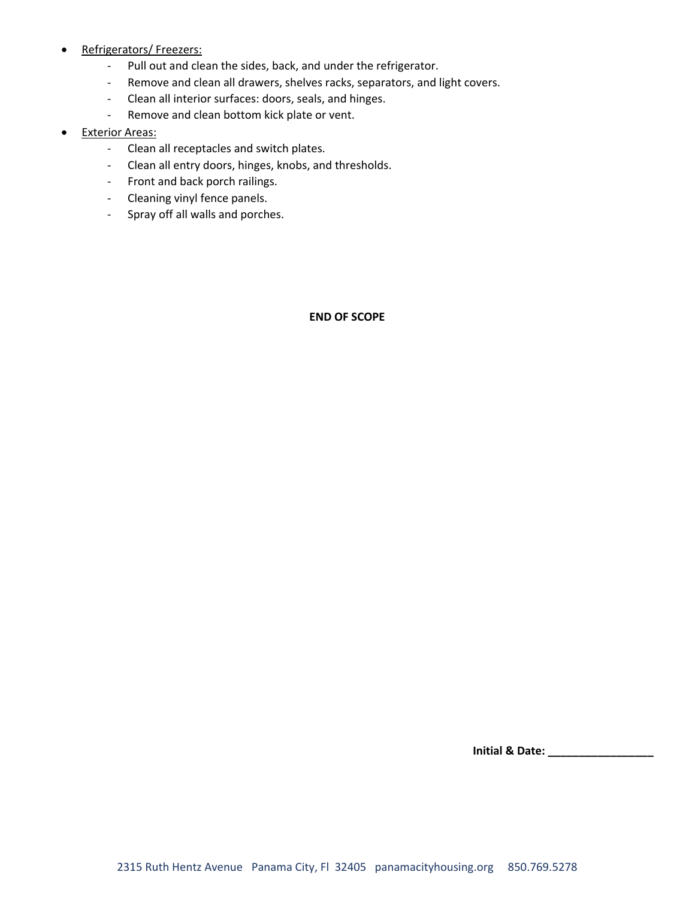- Refrigerators/ Freezers:
  - Pull out and clean the sides, back, and under the refrigerator.
  - Remove and clean all drawers, shelves racks, separators, and light covers.
  - Clean all interior surfaces: doors, seals, and hinges.
  - Remove and clean bottom kick plate or vent.
- Exterior Areas:
  - Clean all receptacles and switch plates.
  - Clean all entry doors, hinges, knobs, and thresholds.
  - Front and back porch railings.
  - Cleaning vinyl fence panels.
  - Spray off all walls and porches.

**END OF SCOPE**

**Initial & Date: _________________**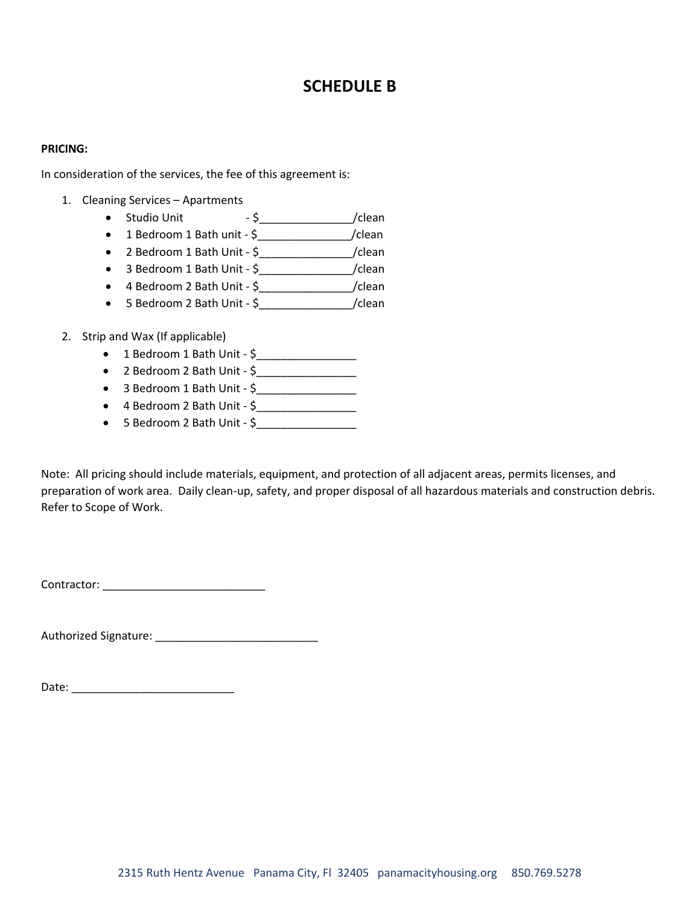# SCHEDULE B

**PRICING:**

In consideration of the services, the fee of this agreement is:

1. Cleaning Services – Apartments
   - Studio Unit - $_______________/clean
   - 1 Bedroom 1 Bath unit - $_______________/clean
   - 2 Bedroom 1 Bath Unit - $_______________/clean
   - 3 Bedroom 1 Bath Unit - $_______________/clean
   - 4 Bedroom 2 Bath Unit - $_______________/clean
   - 5 Bedroom 2 Bath Unit - $_______________/clean

2. Strip and Wax (If applicable)
   - 1 Bedroom 1 Bath Unit - $________________
   - 2 Bedroom 2 Bath Unit - $________________
   - 3 Bedroom 1 Bath Unit - $________________
   - 4 Bedroom 2 Bath Unit - $________________
   - 5 Bedroom 2 Bath Unit - $________________

Note: All pricing should include materials, equipment, and protection of all adjacent areas, permits licenses, and preparation of work area. Daily clean-up, safety, and proper disposal of all hazardous materials and construction debris. Refer to Scope of Work.

Contractor: ___________________________

Authorized Signature: ___________________________

Date: ___________________________

2315 Ruth Hentz Avenue Panama City, Fl 32405 panamacityhousing.org 850.769.5278